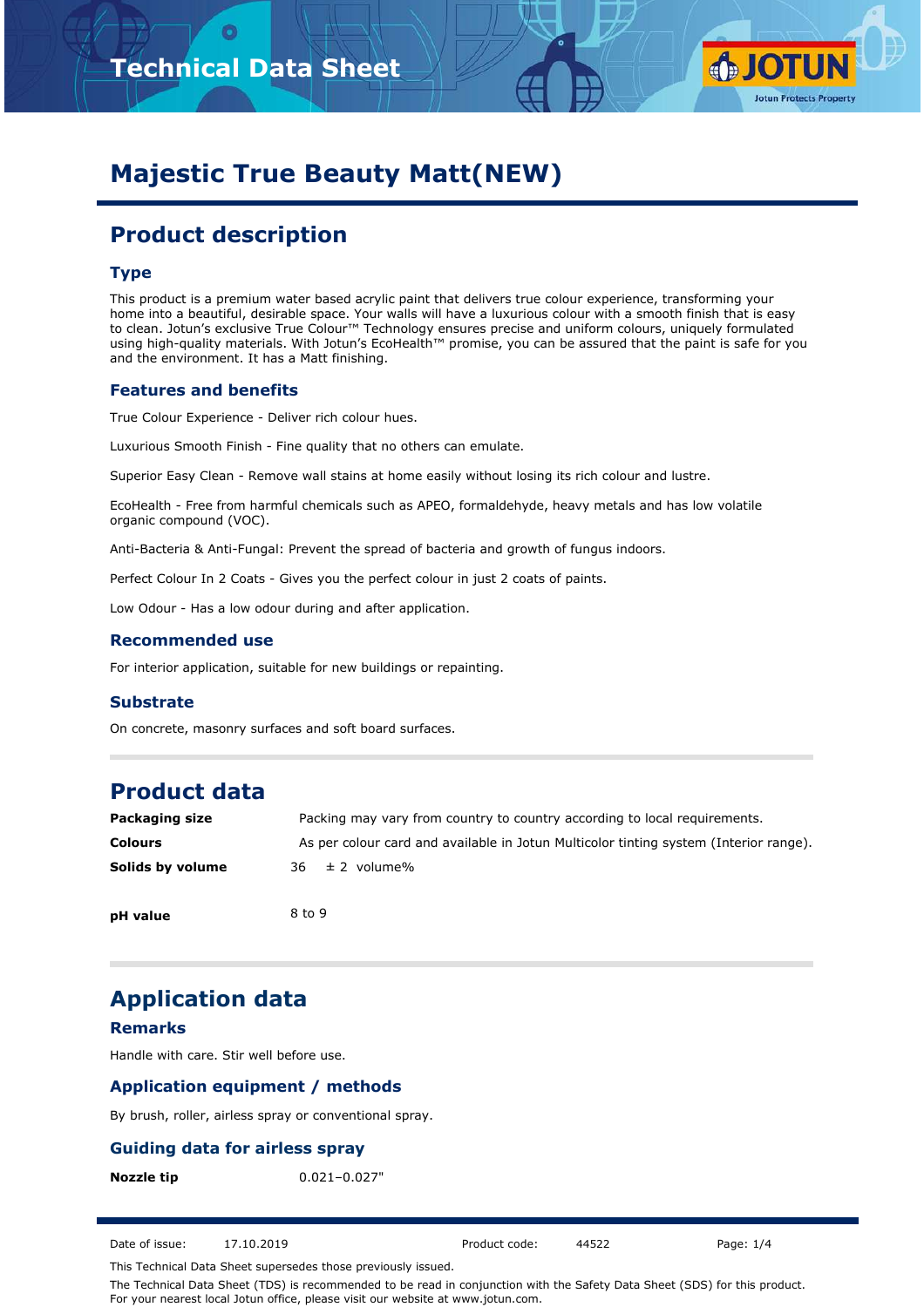Technical Data Sheet

# Majestic True Beauty Matt(NEW)

## Product description

### Type

This product is a premium water based acrylic paint that delivers true colour experience, transforming your home into a beautiful, desirable space. Your walls will have a luxurious colour with a smooth finish that is easy to clean. Jotun's exclusive True Colour™ Technology ensures precise and uniform colours, uniquely formulated using high-quality materials. With Jotun's EcoHealth™ promise, you can be assured that the paint is safe for you and the environment. It has a Matt finishing.

### Features and benefits

True Colour Experience - Deliver rich colour hues.

Luxurious Smooth Finish - Fine quality that no others can emulate.

Superior Easy Clean - Remove wall stains at home easily without losing its rich colour and lustre.

EcoHealth - Free from harmful chemicals such as APEO, formaldehyde, heavy metals and has low volatile organic compound (VOC).

Anti-Bacteria & Anti-Fungal: Prevent the spread of bacteria and growth of fungus indoors.

Perfect Colour In 2 Coats - Gives you the perfect colour in just 2 coats of paints.

Low Odour - Has a low odour during and after application.

### Recommended use

For interior application, suitable for new buildings or repainting.

### Substrate

On concrete, masonry surfaces and soft board surfaces.

## Product data

| | |
|---|---|
| **Packaging size** | Packing may vary from country to country according to local requirements. |
| **Colours** | As per colour card and available in Jotun Multicolor tinting system (Interior range). |
| **Solids by volume** | 36 ± 2 volume% |
| **pH value** | 8 to 9 |

## Application data

### Remarks

Handle with care. Stir well before use.

### Application equipment / methods

By brush, roller, airless spray or conventional spray.

### Guiding data for airless spray

| | |
|---|---|
| **Nozzle tip** | 0.021–0.027" |

Date of issue: 17.10.2019 Product code: 44522

This Technical Data Sheet supersedes those previously issued.

The Technical Data Sheet (TDS) is recommended to be read in conjunction with the Safety Data Sheet (SDS) for this product. For your nearest local Jotun office, please visit our website at www.jotun.com.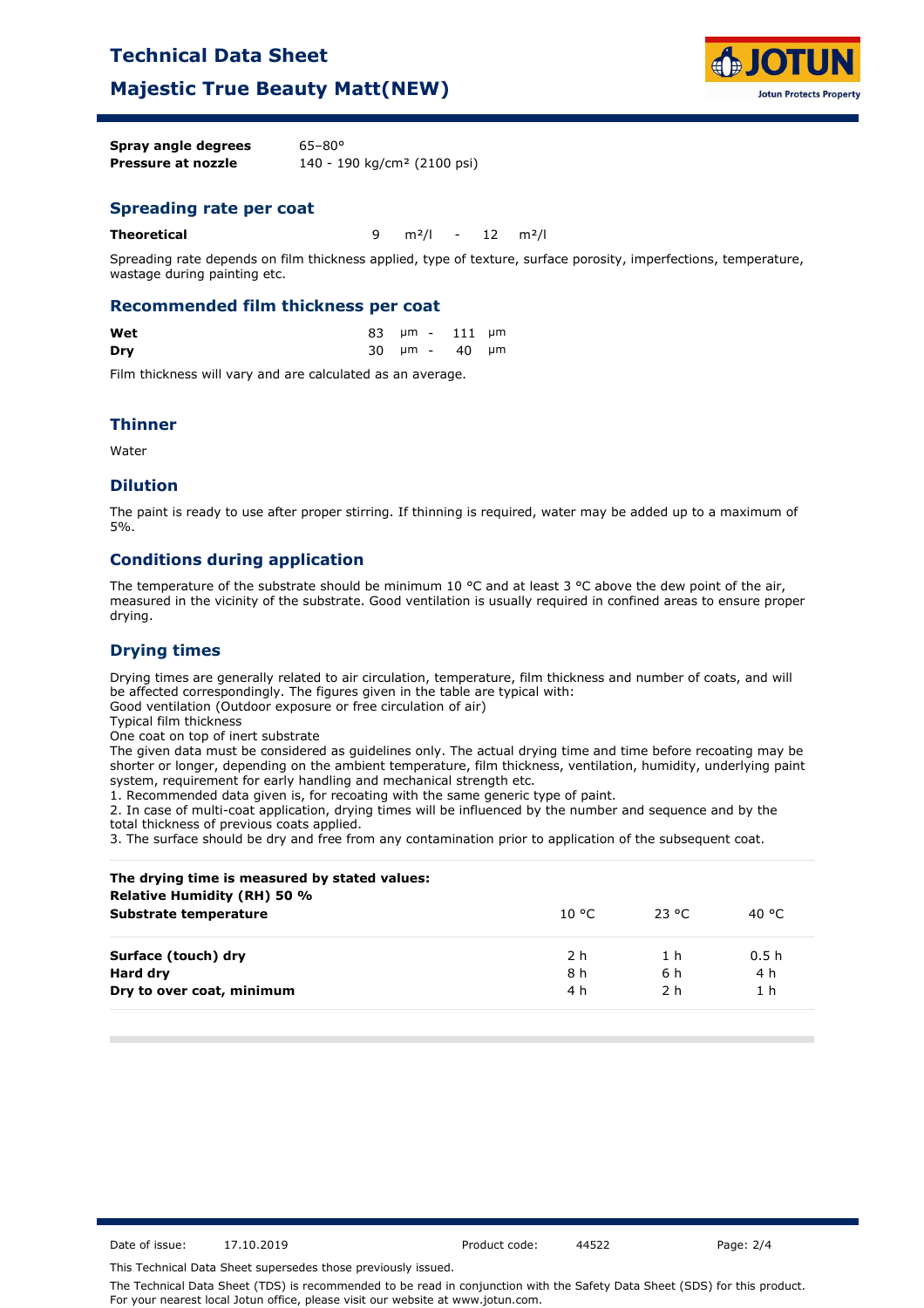| | |
|---|---|
| **Spray angle degrees** | 65–80° |
| **Pressure at nozzle** | 140 - 190 kg/cm² (2100 psi) |

## Spreading rate per coat

| | | | | | |
|---|---|---|---|---|---|
| **Theoretical** | 9 | m²/l | - | 12 | m²/l |

Spreading rate depends on film thickness applied, type of texture, surface porosity, imperfections, temperature, wastage during painting etc.

## Recommended film thickness per coat

| | | | | | |
|---|---|---|---|---|---|
| **Wet** | 83 | µm | - | 111 | µm |
| **Dry** | 30 | µm | - | 40 | µm |

Film thickness will vary and are calculated as an average.

## Thinner

Water

## Dilution

The paint is ready to use after proper stirring. If thinning is required, water may be added up to a maximum of 5%.

## Conditions during application

The temperature of the substrate should be minimum 10 °C and at least 3 °C above the dew point of the air, measured in the vicinity of the substrate. Good ventilation is usually required in confined areas to ensure proper drying.

## Drying times

Drying times are generally related to air circulation, temperature, film thickness and number of coats, and will be affected correspondingly. The figures given in the table are typical with:
Good ventilation (Outdoor exposure or free circulation of air)
Typical film thickness
One coat on top of inert substrate
The given data must be considered as guidelines only. The actual drying time and time before recoating may be shorter or longer, depending on the ambient temperature, film thickness, ventilation, humidity, underlying paint system, requirement for early handling and mechanical strength etc.

1. Recommended data given is, for recoating with the same generic type of paint.
2. In case of multi-coat application, drying times will be influenced by the number and sequence and by the total thickness of previous coats applied.
3. The surface should be dry and free from any contamination prior to application of the subsequent coat.

**The drying time is measured by stated values:**
**Relative Humidity (RH) 50 %**

| **Substrate temperature** | 10 °C | 23 °C | 40 °C |
|---|---|---|---|
| **Surface (touch) dry** | 2 h | 1 h | 0.5 h |
| **Hard dry** | 8 h | 6 h | 4 h |
| **Dry to over coat, minimum** | 4 h | 2 h | 1 h |

Date of issue: 17.10.2019 Product code: 44522

This Technical Data Sheet supersedes those previously issued.

The Technical Data Sheet (TDS) is recommended to be read in conjunction with the Safety Data Sheet (SDS) for this product. For your nearest local Jotun office, please visit our website at www.jotun.com.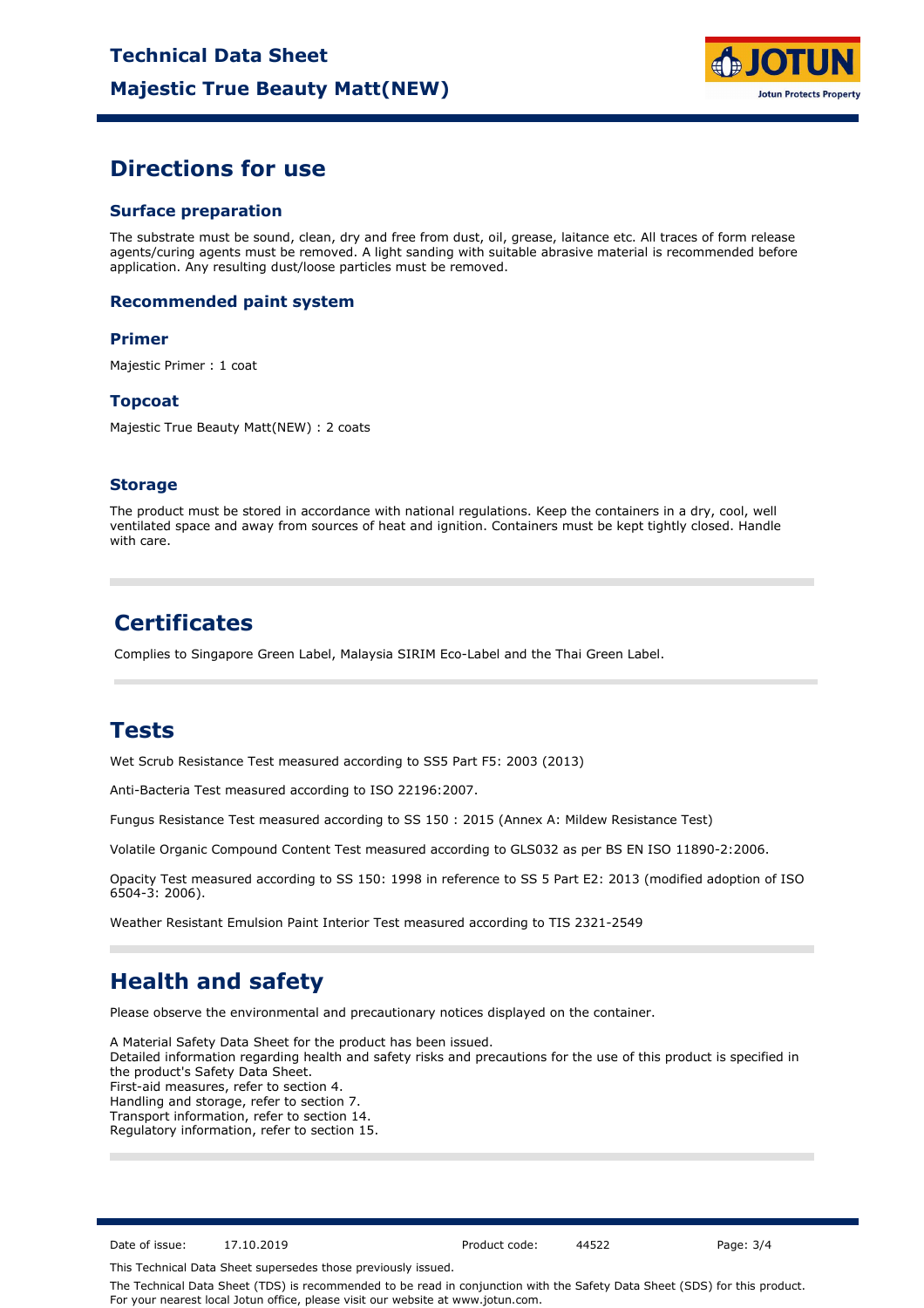# Directions for use

## Surface preparation

The substrate must be sound, clean, dry and free from dust, oil, grease, laitance etc. All traces of form release agents/curing agents must be removed. A light sanding with suitable abrasive material is recommended before application. Any resulting dust/loose particles must be removed.

## Recommended paint system

### Primer

Majestic Primer : 1 coat

### Topcoat

Majestic True Beauty Matt(NEW) : 2 coats

## Storage

The product must be stored in accordance with national regulations. Keep the containers in a dry, cool, well ventilated space and away from sources of heat and ignition. Containers must be kept tightly closed. Handle with care.

# Certificates

Complies to Singapore Green Label, Malaysia SIRIM Eco-Label and the Thai Green Label.

# Tests

Wet Scrub Resistance Test measured according to SS5 Part F5: 2003 (2013)

Anti-Bacteria Test measured according to ISO 22196:2007.

Fungus Resistance Test measured according to SS 150 : 2015 (Annex A: Mildew Resistance Test)

Volatile Organic Compound Content Test measured according to GLS032 as per BS EN ISO 11890-2:2006.

Opacity Test measured according to SS 150: 1998 in reference to SS 5 Part E2: 2013 (modified adoption of ISO 6504-3: 2006).

Weather Resistant Emulsion Paint Interior Test measured according to TIS 2321-2549

# Health and safety

Please observe the environmental and precautionary notices displayed on the container.

A Material Safety Data Sheet for the product has been issued.
Detailed information regarding health and safety risks and precautions for the use of this product is specified in the product's Safety Data Sheet.
First-aid measures, refer to section 4.
Handling and storage, refer to section 7.
Transport information, refer to section 14.
Regulatory information, refer to section 15.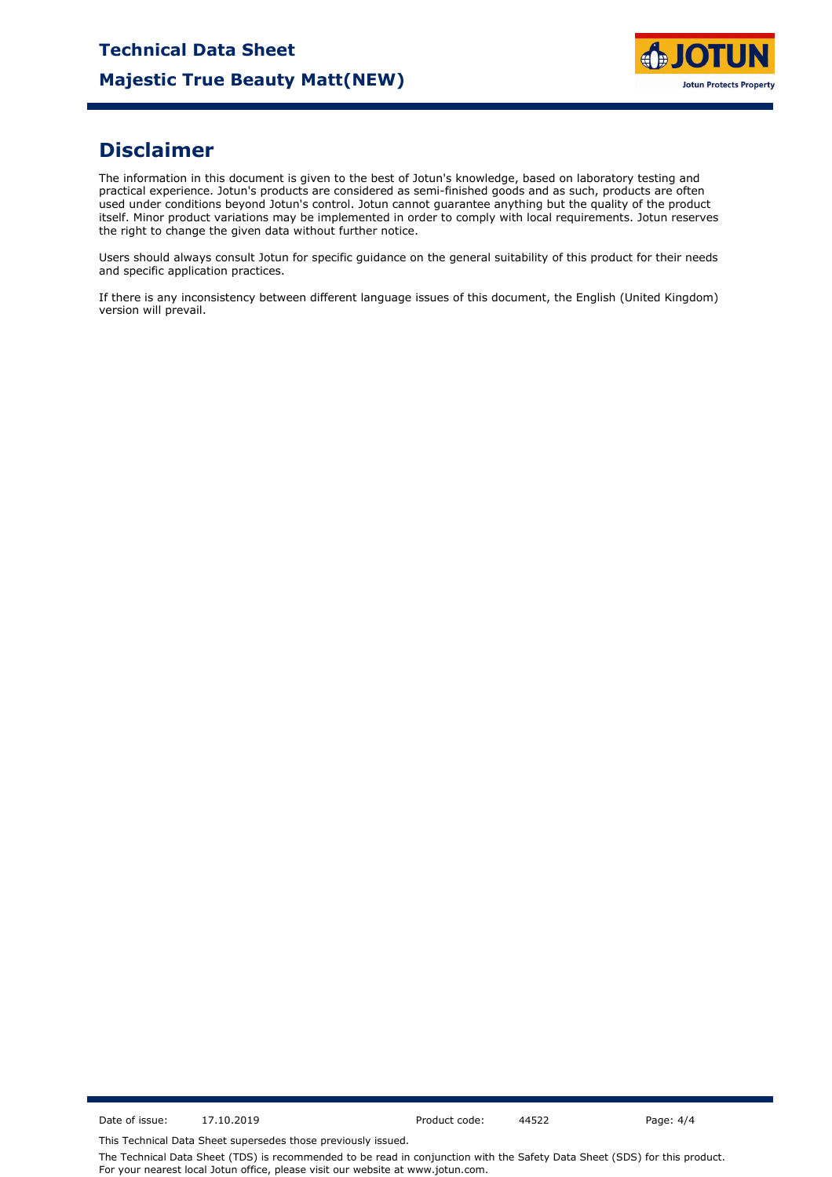## Disclaimer

The information in this document is given to the best of Jotun's knowledge, based on laboratory testing and practical experience. Jotun's products are considered as semi-finished goods and as such, products are often used under conditions beyond Jotun's control. Jotun cannot guarantee anything but the quality of the product itself. Minor product variations may be implemented in order to comply with local requirements. Jotun reserves the right to change the given data without further notice.

Users should always consult Jotun for specific guidance on the general suitability of this product for their needs and specific application practices.

If there is any inconsistency between different language issues of this document, the English (United Kingdom) version will prevail.